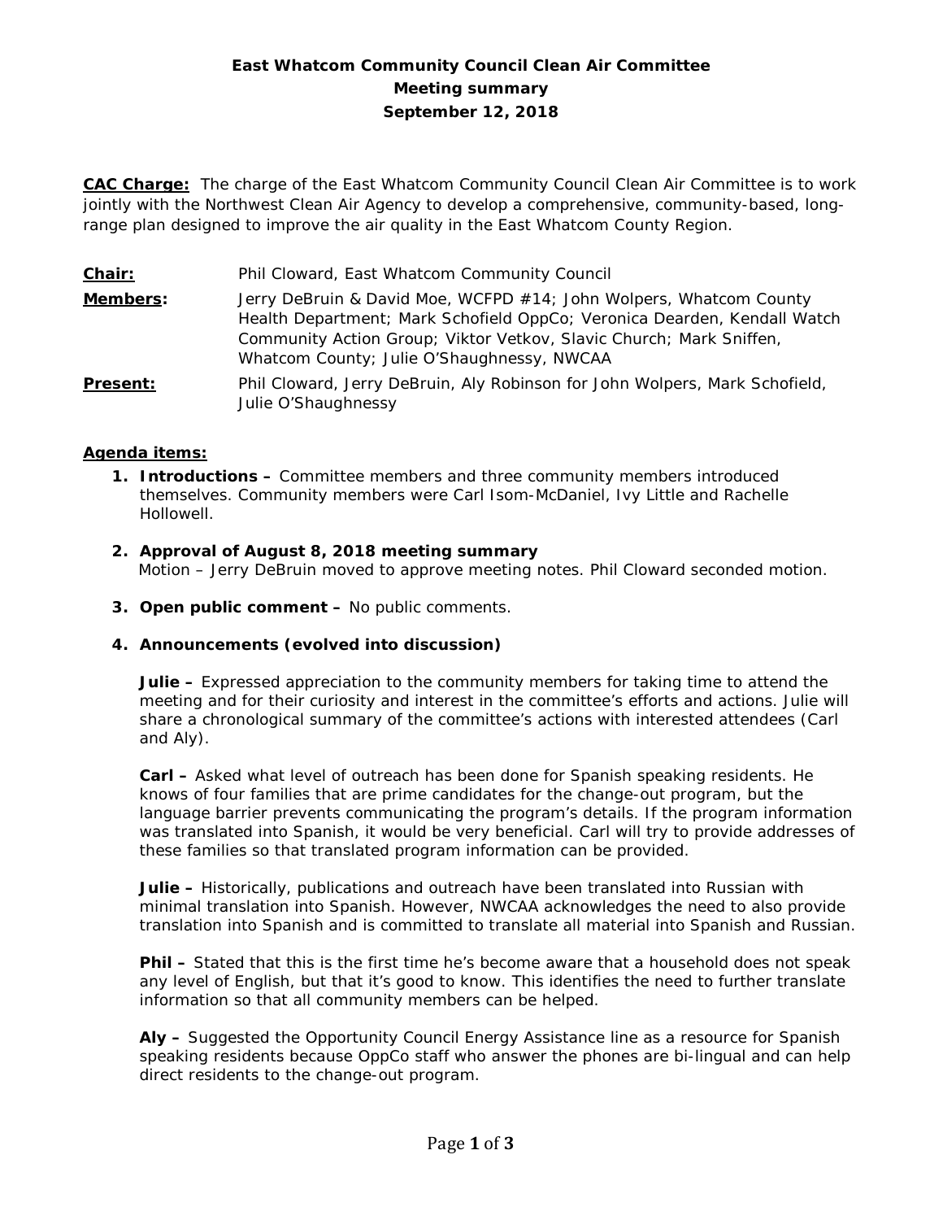# East Whatcom Community Council Clean Air Committee
## Meeting summary
### September 12, 2018

**CAC Charge:** The charge of the East Whatcom Community Council Clean Air Committee is to work jointly with the Northwest Clean Air Agency to develop a comprehensive, community-based, long-range plan designed to improve the air quality in the East Whatcom County Region.

**Chair:** Phil Cloward, East Whatcom Community Council

**Members:** Jerry DeBruin & David Moe, WCFPD #14; John Wolpers, Whatcom County Health Department; Mark Schofield OppCo; Veronica Dearden, Kendall Watch Community Action Group; Viktor Vetkov, Slavic Church; Mark Sniffen, Whatcom County; Julie O'Shaughnessy, NWCAA

**Present:** Phil Cloward, Jerry DeBruin, Aly Robinson for John Wolpers, Mark Schofield, Julie O'Shaughnessy

**Agenda items:**

1. **Introductions –** Committee members and three community members introduced themselves. Community members were Carl Isom-McDaniel, Ivy Little and Rachelle Hollowell.

2. **Approval of August 8, 2018 meeting summary**
   Motion – Jerry DeBruin moved to approve meeting notes. Phil Cloward seconded motion.

3. **Open public comment –** No public comments.

4. **Announcements (evolved into discussion)**

   **Julie –** Expressed appreciation to the community members for taking time to attend the meeting and for their curiosity and interest in the committee's efforts and actions. Julie will share a chronological summary of the committee's actions with interested attendees (Carl and Aly).

   **Carl –** Asked what level of outreach has been done for Spanish speaking residents. He knows of four families that are prime candidates for the change-out program, but the language barrier prevents communicating the program's details. If the program information was translated into Spanish, it would be very beneficial. Carl will try to provide addresses of these families so that translated program information can be provided.

   **Julie –** Historically, publications and outreach have been translated into Russian with minimal translation into Spanish. However, NWCAA acknowledges the need to also provide translation into Spanish and is committed to translate all material into Spanish and Russian.

   **Phil –** Stated that this is the first time he's become aware that a household does not speak any level of English, but that it's good to know. This identifies the need to further translate information so that all community members can be helped.

   **Aly –** Suggested the Opportunity Council Energy Assistance line as a resource for Spanish speaking residents because OppCo staff who answer the phones are bi-lingual and can help direct residents to the change-out program.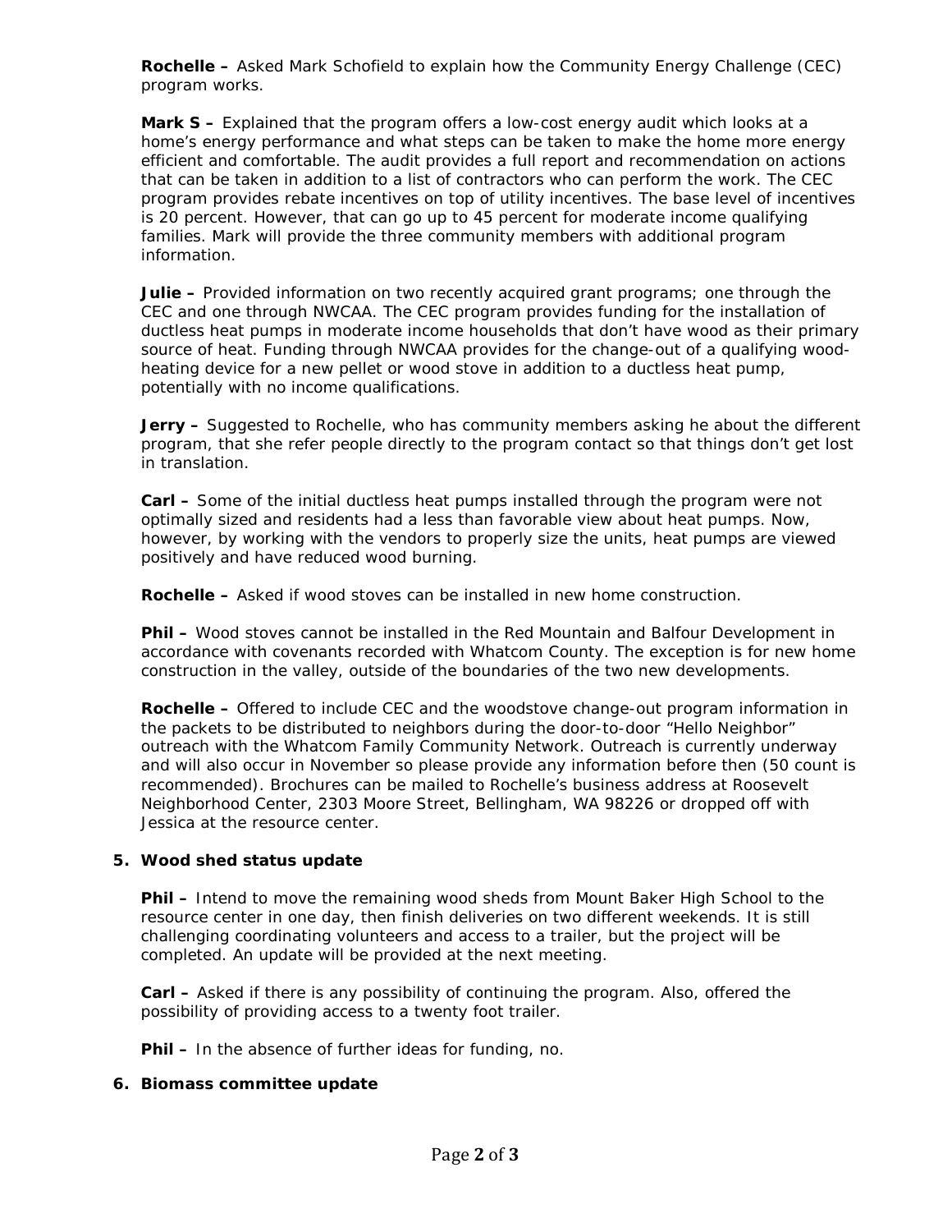**Rochelle –** Asked Mark Schofield to explain how the Community Energy Challenge (CEC) program works.

**Mark S –** Explained that the program offers a low-cost energy audit which looks at a home's energy performance and what steps can be taken to make the home more energy efficient and comfortable. The audit provides a full report and recommendation on actions that can be taken in addition to a list of contractors who can perform the work. The CEC program provides rebate incentives on top of utility incentives. The base level of incentives is 20 percent. However, that can go up to 45 percent for moderate income qualifying families. Mark will provide the three community members with additional program information.

**Julie –** Provided information on two recently acquired grant programs; one through the CEC and one through NWCAA. The CEC program provides funding for the installation of ductless heat pumps in moderate income households that don't have wood as their primary source of heat. Funding through NWCAA provides for the change-out of a qualifying wood-heating device for a new pellet or wood stove in addition to a ductless heat pump, potentially with no income qualifications.

**Jerry –** Suggested to Rochelle, who has community members asking he about the different program, that she refer people directly to the program contact so that things don't get lost in translation.

**Carl –** Some of the initial ductless heat pumps installed through the program were not optimally sized and residents had a less than favorable view about heat pumps. Now, however, by working with the vendors to properly size the units, heat pumps are viewed positively and have reduced wood burning.

**Rochelle –** Asked if wood stoves can be installed in new home construction.

**Phil –** Wood stoves cannot be installed in the Red Mountain and Balfour Development in accordance with covenants recorded with Whatcom County. The exception is for new home construction in the valley, outside of the boundaries of the two new developments.

**Rochelle –** Offered to include CEC and the woodstove change-out program information in the packets to be distributed to neighbors during the door-to-door "Hello Neighbor" outreach with the Whatcom Family Community Network. Outreach is currently underway and will also occur in November so please provide any information before then (50 count is recommended). Brochures can be mailed to Rochelle's business address at Roosevelt Neighborhood Center, 2303 Moore Street, Bellingham, WA 98226 or dropped off with Jessica at the resource center.

**5. Wood shed status update**

**Phil –** Intend to move the remaining wood sheds from Mount Baker High School to the resource center in one day, then finish deliveries on two different weekends. It is still challenging coordinating volunteers and access to a trailer, but the project will be completed. An update will be provided at the next meeting.

**Carl –** Asked if there is any possibility of continuing the program. Also, offered the possibility of providing access to a twenty foot trailer.

**Phil –** In the absence of further ideas for funding, no.

**6. Biomass committee update**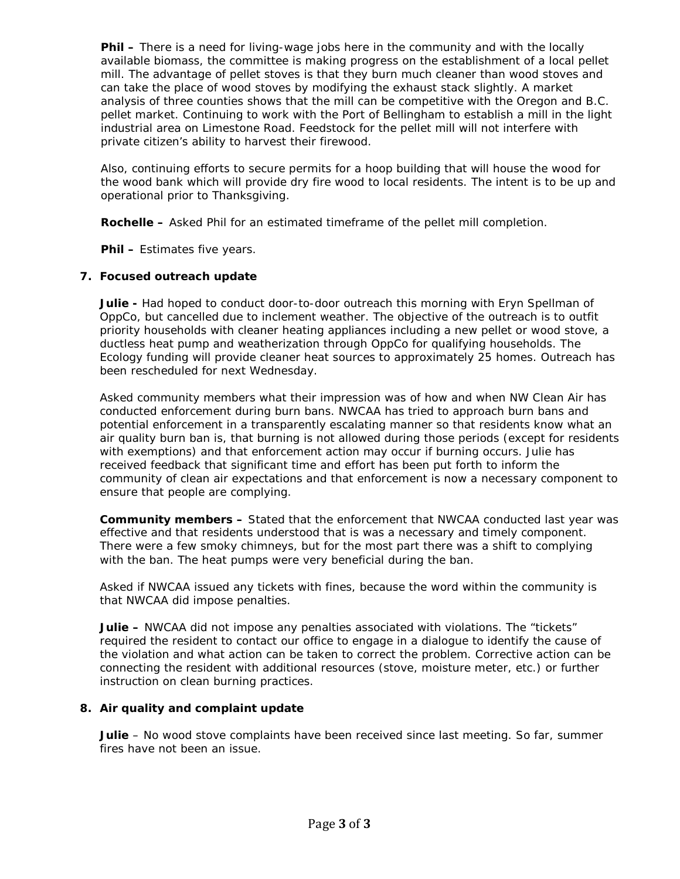**Phil –** There is a need for living-wage jobs here in the community and with the locally available biomass, the committee is making progress on the establishment of a local pellet mill. The advantage of pellet stoves is that they burn much cleaner than wood stoves and can take the place of wood stoves by modifying the exhaust stack slightly. A market analysis of three counties shows that the mill can be competitive with the Oregon and B.C. pellet market. Continuing to work with the Port of Bellingham to establish a mill in the light industrial area on Limestone Road. Feedstock for the pellet mill will not interfere with private citizen's ability to harvest their firewood.

Also, continuing efforts to secure permits for a hoop building that will house the wood for the wood bank which will provide dry fire wood to local residents. The intent is to be up and operational prior to Thanksgiving.

**Rochelle –** Asked Phil for an estimated timeframe of the pellet mill completion.

**Phil –** Estimates five years.

**7. Focused outreach update**

**Julie -** Had hoped to conduct door-to-door outreach this morning with Eryn Spellman of OppCo, but cancelled due to inclement weather. The objective of the outreach is to outfit priority households with cleaner heating appliances including a new pellet or wood stove, a ductless heat pump and weatherization through OppCo for qualifying households. The Ecology funding will provide cleaner heat sources to approximately 25 homes. Outreach has been rescheduled for next Wednesday.

Asked community members what their impression was of how and when NW Clean Air has conducted enforcement during burn bans. NWCAA has tried to approach burn bans and potential enforcement in a transparently escalating manner so that residents know what an air quality burn ban is, that burning is not allowed during those periods (except for residents with exemptions) and that enforcement action may occur if burning occurs. Julie has received feedback that significant time and effort has been put forth to inform the community of clean air expectations and that enforcement is now a necessary component to ensure that people are complying.

**Community members –** Stated that the enforcement that NWCAA conducted last year was effective and that residents understood that is was a necessary and timely component. There were a few smoky chimneys, but for the most part there was a shift to complying with the ban. The heat pumps were very beneficial during the ban.

Asked if NWCAA issued any tickets with fines, because the word within the community is that NWCAA did impose penalties.

**Julie –** NWCAA did not impose any penalties associated with violations. The "tickets" required the resident to contact our office to engage in a dialogue to identify the cause of the violation and what action can be taken to correct the problem. Corrective action can be connecting the resident with additional resources (stove, moisture meter, etc.) or further instruction on clean burning practices.

**8. Air quality and complaint update**

**Julie** – No wood stove complaints have been received since last meeting. So far, summer fires have not been an issue.